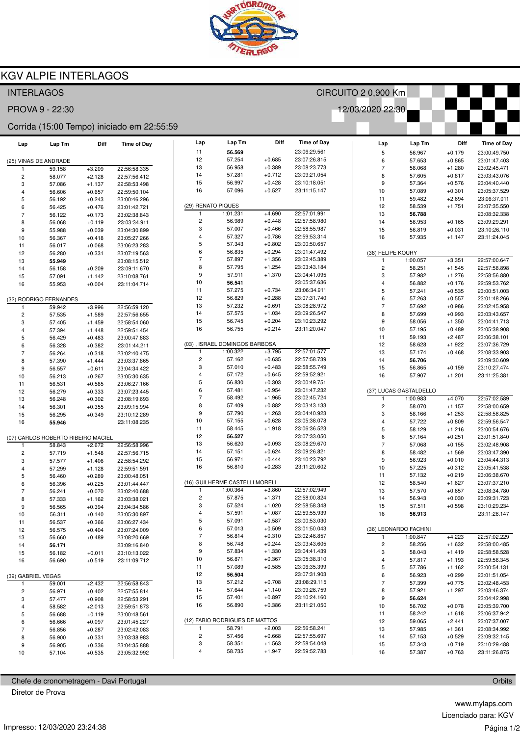# KGV ALPIE INTERLAGOS

INTERLAGOS — CIRCUITO 2 0,900 Km

PROVA 9 - 22:30 — 12/03/2020 22:30

Corrida (15:00 Tempo) iniciado em 22:55:59

### (25) VINAS DE ANDRADE

| Lap | Lap Tm | Diff | Time of Day |
|---|---|---|---|
| 1 | 59.158 | +3.209 | 22:56:58.335 |
| 2 | 58.077 | +2.128 | 22:57:56.412 |
| 3 | 57.086 | +1.137 | 22:58:53.498 |
| 4 | 56.606 | +0.657 | 22:59:50.104 |
| 5 | 56.192 | +0.243 | 23:00:46.296 |
| 6 | 56.425 | +0.476 | 23:01:42.721 |
| 7 | 56.122 | +0.173 | 23:02:38.843 |
| 8 | 56.068 | +0.119 | 23:03:34.911 |
| 9 | 55.988 | +0.039 | 23:04:30.899 |
| 10 | 56.367 | +0.418 | 23:05:27.266 |
| 11 | 56.017 | +0.068 | 23:06:23.283 |
| 12 | 56.280 | +0.331 | 23:07:19.563 |
| 13 | **55.949** | | 23:08:15.512 |
| 14 | 56.158 | +0.209 | 23:09:11.670 |
| 15 | 57.091 | +1.142 | 23:10:08.761 |
| 16 | 55.953 | +0.004 | 23:11:04.714 |

### (32) RODRIGO FERNANDES

| Lap | Lap Tm | Diff | Time of Day |
|---|---|---|---|
| 1 | 59.942 | +3.996 | 22:56:59.120 |
| 2 | 57.535 | +1.589 | 22:57:56.655 |
| 3 | 57.405 | +1.459 | 22:58:54.060 |
| 4 | 57.394 | +1.448 | 22:59:51.454 |
| 5 | 56.429 | +0.483 | 23:00:47.883 |
| 6 | 56.328 | +0.382 | 23:01:44.211 |
| 7 | 56.264 | +0.318 | 23:02:40.475 |
| 8 | 57.390 | +1.444 | 23:03:37.865 |
| 9 | 56.557 | +0.611 | 23:04:34.422 |
| 10 | 56.213 | +0.267 | 23:05:30.635 |
| 11 | 56.531 | +0.585 | 23:06:27.166 |
| 12 | 56.279 | +0.333 | 23:07:23.445 |
| 13 | 56.248 | +0.302 | 23:08:19.693 |
| 14 | 56.301 | +0.355 | 23:09:15.994 |
| 15 | 56.295 | +0.349 | 23:10:12.289 |
| 16 | **55.946** | | 23:11:08.235 |

### (07) CARLOS ROBERTO RIBEIRO MACIEL

| Lap | Lap Tm | Diff | Time of Day |
|---|---|---|---|
| 1 | 58.843 | +2.672 | 22:56:58.996 |
| 2 | 57.719 | +1.548 | 22:57:56.715 |
| 3 | 57.577 | +1.406 | 22:58:54.292 |
| 4 | 57.299 | +1.128 | 22:59:51.591 |
| 5 | 56.460 | +0.289 | 23:00:48.051 |
| 6 | 56.396 | +0.225 | 23:01:44.447 |
| 7 | 56.241 | +0.070 | 23:02:40.688 |
| 8 | 57.333 | +1.162 | 23:03:38.021 |
| 9 | 56.565 | +0.394 | 23:04:34.586 |
| 10 | 56.311 | +0.140 | 23:05:30.897 |
| 11 | 56.537 | +0.366 | 23:06:27.434 |
| 12 | 56.575 | +0.404 | 23:07:24.009 |
| 13 | 56.660 | +0.489 | 23:08:20.669 |
| 14 | **56.171** | | 23:09:16.840 |
| 15 | 56.182 | +0.011 | 23:10:13.022 |
| 16 | 56.690 | +0.519 | 23:11:09.712 |

### (39) GABRIEL VEGAS

| Lap | Lap Tm | Diff | Time of Day |
|---|---|---|---|
| 1 | 59.001 | +2.432 | 22:56:58.843 |
| 2 | 56.971 | +0.402 | 22:57:55.814 |
| 3 | 57.477 | +0.908 | 22:58:53.291 |
| 4 | 58.582 | +2.013 | 22:59:51.873 |
| 5 | 56.688 | +0.119 | 23:00:48.561 |
| 6 | 56.666 | +0.097 | 23:01:45.227 |
| 7 | 56.856 | +0.287 | 23:02:42.083 |
| 8 | 56.900 | +0.331 | 23:03:38.983 |
| 9 | 56.905 | +0.336 | 23:04:35.888 |
| 10 | 57.104 | +0.535 | 23:05:32.992 |
| 11 | **56.569** | | 23:06:29.561 |
| 12 | 57.254 | +0.685 | 23:07:26.815 |
| 13 | 56.958 | +0.389 | 23:08:23.773 |
| 14 | 57.281 | +0.712 | 23:09:21.054 |
| 15 | 56.997 | +0.428 | 23:10:18.051 |
| 16 | 57.096 | +0.527 | 23:11:15.147 |

### (29) RENATO PIQUES

| Lap | Lap Tm | Diff | Time of Day |
|---|---|---|---|
| 1 | 1:01.231 | +4.690 | 22:57:01.991 |
| 2 | 56.989 | +0.448 | 22:57:58.980 |
| 3 | 57.007 | +0.466 | 22:58:55.987 |
| 4 | 57.327 | +0.786 | 22:59:53.314 |
| 5 | 57.343 | +0.802 | 23:00:50.657 |
| 6 | 56.835 | +0.294 | 23:01:47.492 |
| 7 | 57.897 | +1.356 | 23:02:45.389 |
| 8 | 57.795 | +1.254 | 23:03:43.184 |
| 9 | 57.911 | +1.370 | 23:04:41.095 |
| 10 | **56.541** | | 23:05:37.636 |
| 11 | 57.275 | +0.734 | 23:06:34.911 |
| 12 | 56.829 | +0.288 | 23:07:31.740 |
| 13 | 57.232 | +0.691 | 23:08:28.972 |
| 14 | 57.575 | +1.034 | 23:09:26.547 |
| 15 | 56.745 | +0.204 | 23:10:23.292 |
| 16 | 56.755 | +0.214 | 23:11:20.047 |

### (03) , ISRAEL DOMINGOS BARBOSA

| Lap | Lap Tm | Diff | Time of Day |
|---|---|---|---|
| 1 | 1:00.322 | +3.795 | 22:57:01.577 |
| 2 | 57.162 | +0.635 | 22:57:58.739 |
| 3 | 57.010 | +0.483 | 22:58:55.749 |
| 4 | 57.172 | +0.645 | 22:59:52.921 |
| 5 | 56.830 | +0.303 | 23:00:49.751 |
| 6 | 57.481 | +0.954 | 23:01:47.232 |
| 7 | 58.492 | +1.965 | 23:02:45.724 |
| 8 | 57.409 | +0.882 | 23:03:43.133 |
| 9 | 57.790 | +1.263 | 23:04:40.923 |
| 10 | 57.155 | +0.628 | 23:05:38.078 |
| 11 | 58.445 | +1.918 | 23:06:36.523 |
| 12 | **56.527** | | 23:07:33.050 |
| 13 | 56.620 | +0.093 | 23:08:29.670 |
| 14 | 57.151 | +0.624 | 23:09:26.821 |
| 15 | 56.971 | +0.444 | 23:10:23.792 |
| 16 | 56.810 | +0.283 | 23:11:20.602 |

### (16) GUILHERME CASTELLI MORELI

| Lap | Lap Tm | Diff | Time of Day |
|---|---|---|---|
| 1 | 1:00.364 | +3.860 | 22:57:02.949 |
| 2 | 57.875 | +1.371 | 22:58:00.824 |
| 3 | 57.524 | +1.020 | 22:58:58.348 |
| 4 | 57.591 | +1.087 | 22:59:55.939 |
| 5 | 57.091 | +0.587 | 23:00:53.030 |
| 6 | 57.013 | +0.509 | 23:01:50.043 |
| 7 | 56.814 | +0.310 | 23:02:46.857 |
| 8 | 56.748 | +0.244 | 23:03:43.605 |
| 9 | 57.834 | +1.330 | 23:04:41.439 |
| 10 | 56.871 | +0.367 | 23:05:38.310 |
| 11 | 57.089 | +0.585 | 23:06:35.399 |
| 12 | **56.504** | | 23:07:31.903 |
| 13 | 57.212 | +0.708 | 23:08:29.115 |
| 14 | 57.644 | +1.140 | 23:09:26.759 |
| 15 | 57.401 | +0.897 | 23:10:24.160 |
| 16 | 56.890 | +0.386 | 23:11:21.050 |

### (12) FABIO RODRIGUES DE MATTOS

| Lap | Lap Tm | Diff | Time of Day |
|---|---|---|---|
| 1 | 58.791 | +2.003 | 22:56:58.241 |
| 2 | 57.456 | +0.668 | 22:57:55.697 |
| 3 | 58.351 | +1.563 | 22:58:54.048 |
| 4 | 58.735 | +1.947 | 22:59:52.783 |
| 5 | 56.967 | +0.179 | 23:00:49.750 |
| 6 | 57.653 | +0.865 | 23:01:47.403 |
| 7 | 58.068 | +1.280 | 23:02:45.471 |
| 8 | 57.605 | +0.817 | 23:03:43.076 |
| 9 | 57.364 | +0.576 | 23:04:40.440 |
| 10 | 57.089 | +0.301 | 23:05:37.529 |
| 11 | 59.482 | +2.694 | 23:06:37.011 |
| 12 | 58.539 | +1.751 | 23:07:35.550 |
| 13 | **56.788** | | 23:08:32.338 |
| 14 | 56.953 | +0.165 | 23:09:29.291 |
| 15 | 56.819 | +0.031 | 23:10:26.110 |
| 16 | 57.935 | +1.147 | 23:11:24.045 |

### (38) FELIPE KOURY

| Lap | Lap Tm | Diff | Time of Day |
|---|---|---|---|
| 1 | 1:00.057 | +3.351 | 22:57:00.647 |
| 2 | 58.251 | +1.545 | 22:57:58.898 |
| 3 | 57.982 | +1.276 | 22:58:56.880 |
| 4 | 56.882 | +0.176 | 22:59:53.762 |
| 5 | 57.241 | +0.535 | 23:00:51.003 |
| 6 | 57.263 | +0.557 | 23:01:48.266 |
| 7 | 57.692 | +0.986 | 23:02:45.958 |
| 8 | 57.699 | +0.993 | 23:03:43.657 |
| 9 | 58.056 | +1.350 | 23:04:41.713 |
| 10 | 57.195 | +0.489 | 23:05:38.908 |
| 11 | 59.193 | +2.487 | 23:06:38.101 |
| 12 | 58.628 | +1.922 | 23:07:36.729 |
| 13 | 57.174 | +0.468 | 23:08:33.903 |
| 14 | **56.706** | | 23:09:30.609 |
| 15 | 56.865 | +0.159 | 23:10:27.474 |
| 16 | 57.907 | +1.201 | 23:11:25.381 |

### (37) LUCAS GASTALDELLO

| Lap | Lap Tm | Diff | Time of Day |
|---|---|---|---|
| 1 | 1:00.983 | +4.070 | 22:57:02.589 |
| 2 | 58.070 | +1.157 | 22:58:00.659 |
| 3 | 58.166 | +1.253 | 22:58:58.825 |
| 4 | 57.722 | +0.809 | 22:59:56.547 |
| 5 | 58.129 | +1.216 | 23:00:54.676 |
| 6 | 57.164 | +0.251 | 23:01:51.840 |
| 7 | 57.068 | +0.155 | 23:02:48.908 |
| 8 | 58.482 | +1.569 | 23:03:47.390 |
| 9 | 56.923 | +0.010 | 23:04:44.313 |
| 10 | 57.225 | +0.312 | 23:05:41.538 |
| 11 | 57.132 | +0.219 | 23:06:38.670 |
| 12 | 58.540 | +1.627 | 23:07:37.210 |
| 13 | 57.570 | +0.657 | 23:08:34.780 |
| 14 | 56.943 | +0.030 | 23:09:31.723 |
| 15 | 57.511 | +0.598 | 23:10:29.234 |
| 16 | **56.913** | | 23:11:26.147 |

### (36) LEONARDO FACHINI

| Lap | Lap Tm | Diff | Time of Day |
|---|---|---|---|
| 1 | 1:00.847 | +4.223 | 22:57:02.229 |
| 2 | 58.256 | +1.632 | 22:58:00.485 |
| 3 | 58.043 | +1.419 | 22:58:58.528 |
| 4 | 57.817 | +1.193 | 22:59:56.345 |
| 5 | 57.786 | +1.162 | 23:00:54.131 |
| 6 | 56.923 | +0.299 | 23:01:51.054 |
| 7 | 57.399 | +0.775 | 23:02:48.453 |
| 8 | 57.921 | +1.297 | 23:03:46.374 |
| 9 | **56.624** | | 23:04:42.998 |
| 10 | 56.702 | +0.078 | 23:05:39.700 |
| 11 | 58.242 | +1.618 | 23:06:37.942 |
| 12 | 59.065 | +2.441 | 23:07:37.007 |
| 13 | 57.985 | +1.361 | 23:08:34.992 |
| 14 | 57.153 | +0.529 | 23:09:32.145 |
| 15 | 57.343 | +0.719 | 23:10:29.488 |
| 16 | 57.387 | +0.763 | 23:11:26.875 |

Chefe de cronometragem - Davi Portugal — Orbits

Diretor de Prova

www.mylaps.com

Licenciado para: KGV

Impresso: 12/03/2020 23:24:38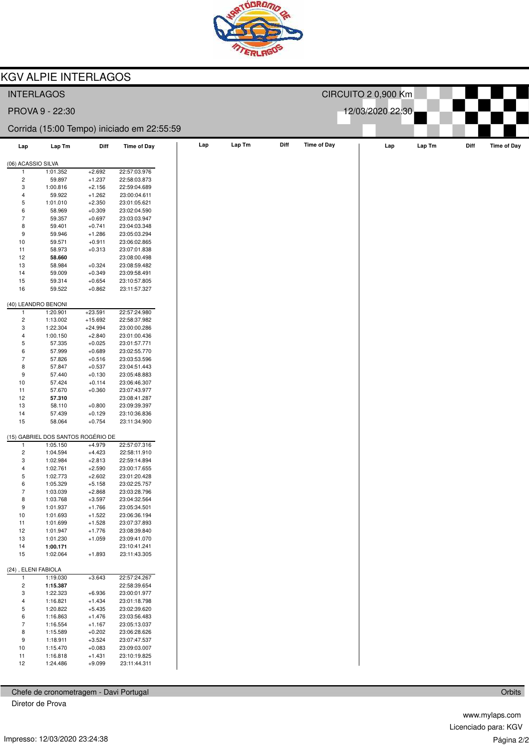# KGV ALPIE INTERLAGOS

INTERLAGOS — CIRCUITO 2 0,900 Km

PROVA 9 - 22:30 — 12/03/2020 22:30

Corrida (15:00 Tempo) iniciado em 22:55:59

### (06) ACASSIO SILVA

| Lap | Lap Tm | Diff | Time of Day |
|---|---|---|---|
| 1 | 1:01.352 | +2.692 | 22:57:03.976 |
| 2 | 59.897 | +1.237 | 22:58:03.873 |
| 3 | 1:00.816 | +2.156 | 22:59:04.689 |
| 4 | 59.922 | +1.262 | 23:00:04.611 |
| 5 | 1:01.010 | +2.350 | 23:01:05.621 |
| 6 | 58.969 | +0.309 | 23:02:04.590 |
| 7 | 59.357 | +0.697 | 23:03:03.947 |
| 8 | 59.401 | +0.741 | 23:04:03.348 |
| 9 | 59.946 | +1.286 | 23:05:03.294 |
| 10 | 59.571 | +0.911 | 23:06:02.865 |
| 11 | 58.973 | +0.313 | 23:07:01.838 |
| 12 | **58.660** | | 23:08:00.498 |
| 13 | 58.984 | +0.324 | 23:08:59.482 |
| 14 | 59.009 | +0.349 | 23:09:58.491 |
| 15 | 59.314 | +0.654 | 23:10:57.805 |
| 16 | 59.522 | +0.862 | 23:11:57.327 |

### (40) LEANDRO BENONI

| Lap | Lap Tm | Diff | Time of Day |
|---|---|---|---|
| 1 | 1:20.901 | +23.591 | 22:57:24.980 |
| 2 | 1:13.002 | +15.692 | 22:58:37.982 |
| 3 | 1:22.304 | +24.994 | 23:00:00.286 |
| 4 | 1:00.150 | +2.840 | 23:01:00.436 |
| 5 | 57.335 | +0.025 | 23:01:57.771 |
| 6 | 57.999 | +0.689 | 23:02:55.770 |
| 7 | 57.826 | +0.516 | 23:03:53.596 |
| 8 | 57.847 | +0.537 | 23:04:51.443 |
| 9 | 57.440 | +0.130 | 23:05:48.883 |
| 10 | 57.424 | +0.114 | 23:06:46.307 |
| 11 | 57.670 | +0.360 | 23:07:43.977 |
| 12 | **57.310** | | 23:08:41.287 |
| 13 | 58.110 | +0.800 | 23:09:39.397 |
| 14 | 57.439 | +0.129 | 23:10:36.836 |
| 15 | 58.064 | +0.754 | 23:11:34.900 |

### (15) GABRIEL DOS SANTOS ROGÉRIO DE

| Lap | Lap Tm | Diff | Time of Day |
|---|---|---|---|
| 1 | 1:05.150 | +4.979 | 22:57:07.316 |
| 2 | 1:04.594 | +4.423 | 22:58:11.910 |
| 3 | 1:02.984 | +2.813 | 22:59:14.894 |
| 4 | 1:02.761 | +2.590 | 23:00:17.655 |
| 5 | 1:02.773 | +2.602 | 23:01:20.428 |
| 6 | 1:05.329 | +5.158 | 23:02:25.757 |
| 7 | 1:03.039 | +2.868 | 23:03:28.796 |
| 8 | 1:03.768 | +3.597 | 23:04:32.564 |
| 9 | 1:01.937 | +1.766 | 23:05:34.501 |
| 10 | 1:01.693 | +1.522 | 23:06:36.194 |
| 11 | 1:01.699 | +1.528 | 23:07:37.893 |
| 12 | 1:01.947 | +1.776 | 23:08:39.840 |
| 13 | 1:01.230 | +1.059 | 23:09:41.070 |
| 14 | **1:00.171** | | 23:10:41.241 |
| 15 | 1:02.064 | +1.893 | 23:11:43.305 |

### (24) , ELENI FABIOLA

| Lap | Lap Tm | Diff | Time of Day |
|---|---|---|---|
| 1 | 1:19.030 | +3.643 | 22:57:24.267 |
| 2 | **1:15.387** | | 22:58:39.654 |
| 3 | 1:22.323 | +6.936 | 23:00:01.977 |
| 4 | 1:16.821 | +1.434 | 23:01:18.798 |
| 5 | 1:20.822 | +5.435 | 23:02:39.620 |
| 6 | 1:16.863 | +1.476 | 23:03:56.483 |
| 7 | 1:16.554 | +1.167 | 23:05:13.037 |
| 8 | 1:15.589 | +0.202 | 23:06:28.626 |
| 9 | 1:18.911 | +3.524 | 23:07:47.537 |
| 10 | 1:15.470 | +0.083 | 23:09:03.007 |
| 11 | 1:16.818 | +1.431 | 23:10:19.825 |
| 12 | 1:24.486 | +9.099 | 23:11:44.311 |

Chefe de cronometragem - Davi Portugal

Diretor de Prova

Orbits

www.mylaps.com

Licenciado para: KGV

Impresso: 12/03/2020 23:24:38